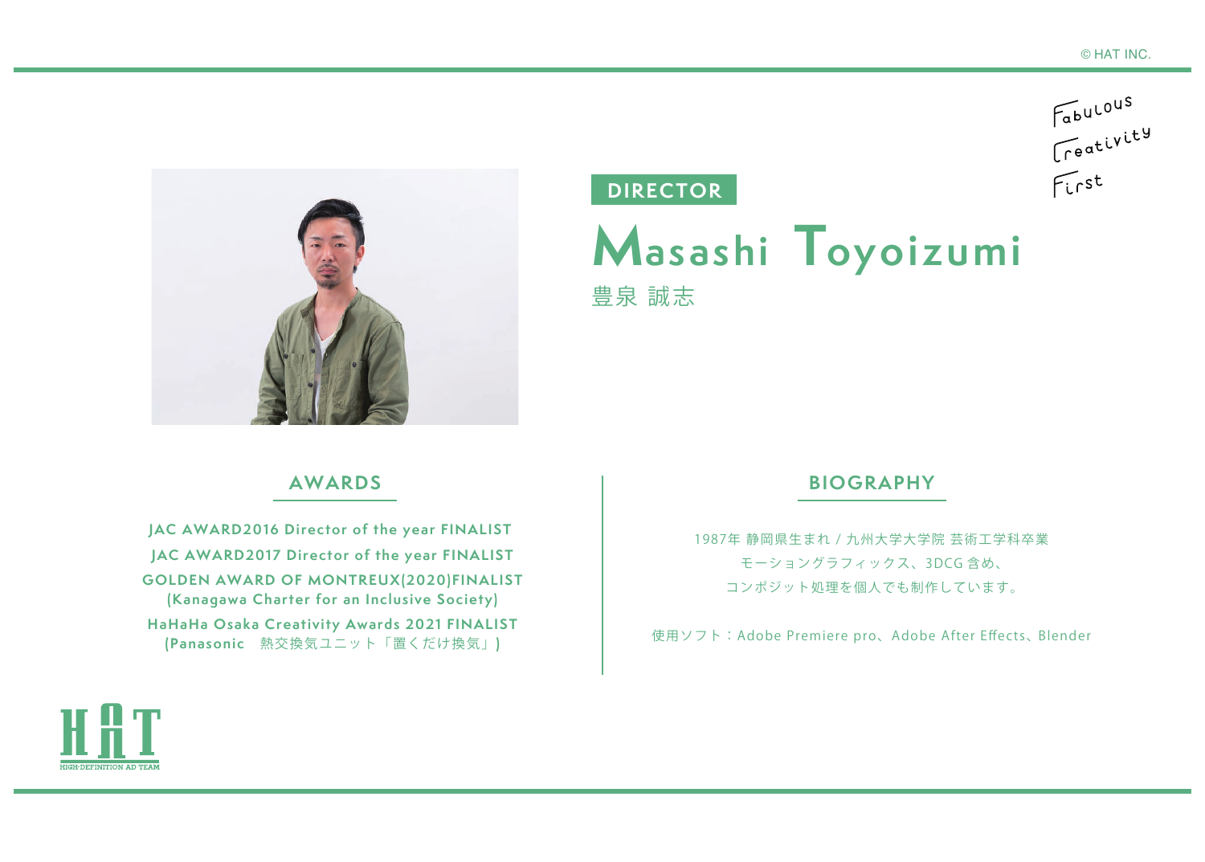© HAT INC.

Fabulous
Creativity
First

**DIRECTOR**

# Masashi Toyoizumi

豊泉 誠志

## AWARDS

**JAC AWARD2016 Director of the year FINALIST**

**JAC AWARD2017 Director of the year FINALIST**

**GOLDEN AWARD OF MONTREUX(2020)FINALIST**
**(Kanagawa Charter for an Inclusive Society)**

**HaHaHa Osaka Creativity Awards 2021 FINALIST**
**(Panasonic　熱交換気ユニット「置くだけ換気」)**

## BIOGRAPHY

1987年 静岡県生まれ / 九州大学大学院 芸術工学科卒業
モーショングラフィックス、3DCG 含め、
コンポジット処理を個人でも制作しています。

使用ソフト：Adobe Premiere pro、Adobe After Effects、Blender

HAT
HIGH-DEFINITION AD TEAM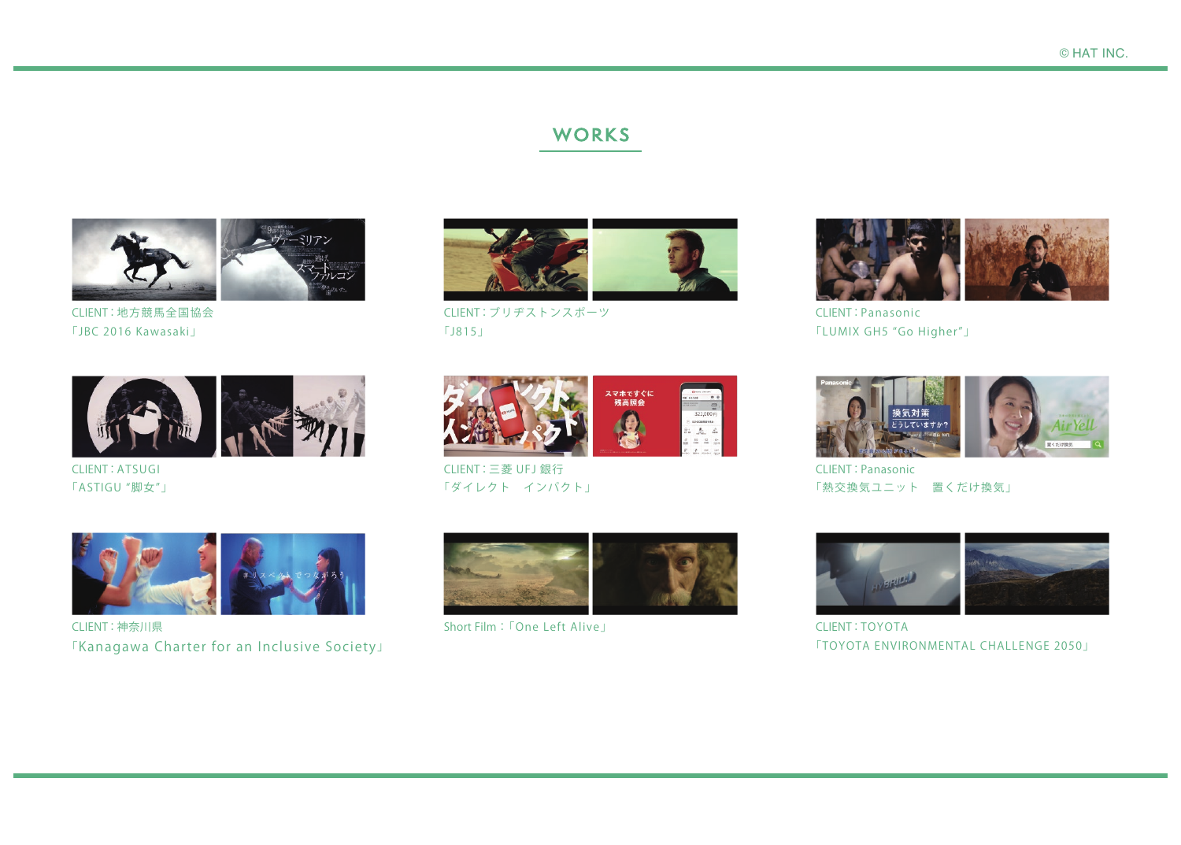## WORKS

CLIENT：地方競馬全国協会
「JBC 2016 Kawasaki」

CLIENT：ブリヂストンスポーツ
「J815」

CLIENT：Panasonic
「LUMIX GH5 "Go Higher"」

CLIENT：ATSUGI
「ASTIGU "脚女"」

CLIENT：三菱 UFJ 銀行
「ダイレクト　インパクト」

CLIENT：Panasonic
「熱交換気ユニット　置くだけ換気」

CLIENT：神奈川県
「Kanagawa Charter for an Inclusive Society」

Short Film：「One Left Alive」

CLIENT：TOYOTA
「TOYOTA ENVIRONMENTAL CHALLENGE 2050」